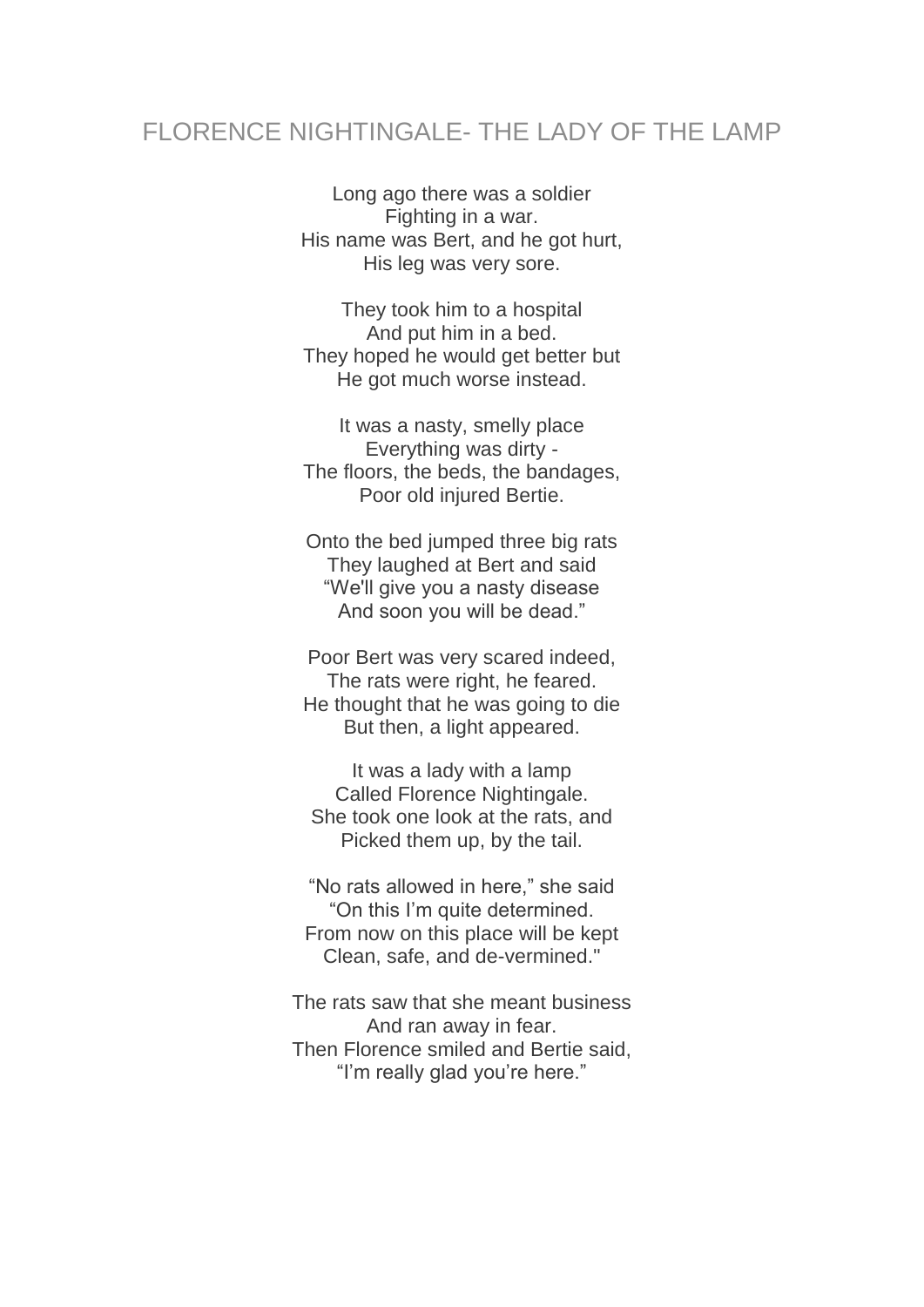# FLORENCE NIGHTINGALE- THE LADY OF THE LAMP

Long ago there was a soldier  
Fighting in a war.  
His name was Bert, and he got hurt,  
His leg was very sore.

They took him to a hospital  
And put him in a bed.  
They hoped he would get better but  
He got much worse instead.

It was a nasty, smelly place  
Everything was dirty -  
The floors, the beds, the bandages,  
Poor old injured Bertie.

Onto the bed jumped three big rats  
They laughed at Bert and said  
"We'll give you a nasty disease  
And soon you will be dead."

Poor Bert was very scared indeed,  
The rats were right, he feared.  
He thought that he was going to die  
But then, a light appeared.

It was a lady with a lamp  
Called Florence Nightingale.  
She took one look at the rats, and  
Picked them up, by the tail.

"No rats allowed in here," she said  
"On this I'm quite determined.  
From now on this place will be kept  
Clean, safe, and de-vermined."

The rats saw that she meant business  
And ran away in fear.  
Then Florence smiled and Bertie said,  
"I'm really glad you're here."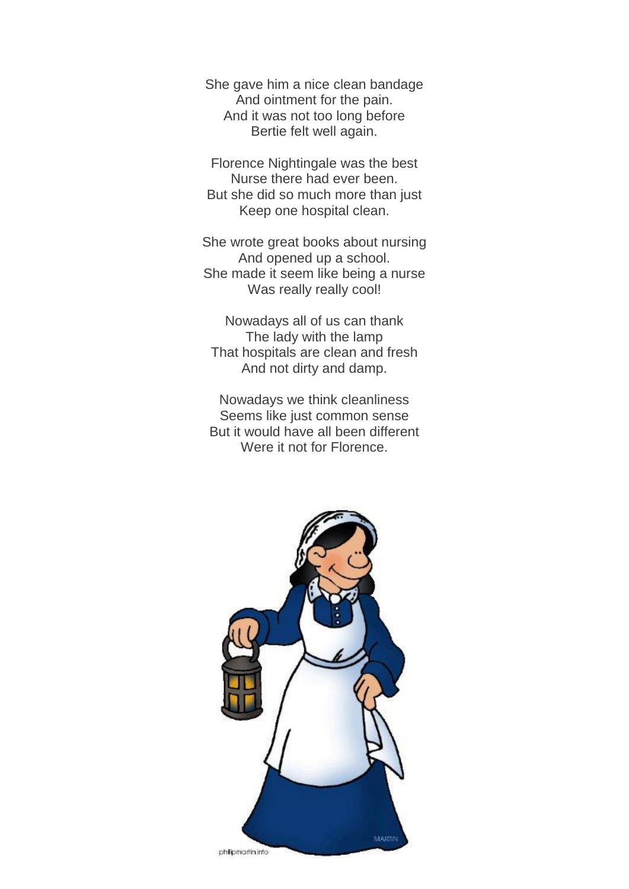She gave him a nice clean bandage
And ointment for the pain.
And it was not too long before
Bertie felt well again.

Florence Nightingale was the best
Nurse there had ever been.
But she did so much more than just
Keep one hospital clean.

She wrote great books about nursing
And opened up a school.
She made it seem like being a nurse
Was really really cool!

Nowadays all of us can thank
The lady with the lamp
That hospitals are clean and fresh
And not dirty and damp.

Nowadays we think cleanliness
Seems like just common sense
But it would have all been different
Were it not for Florence.